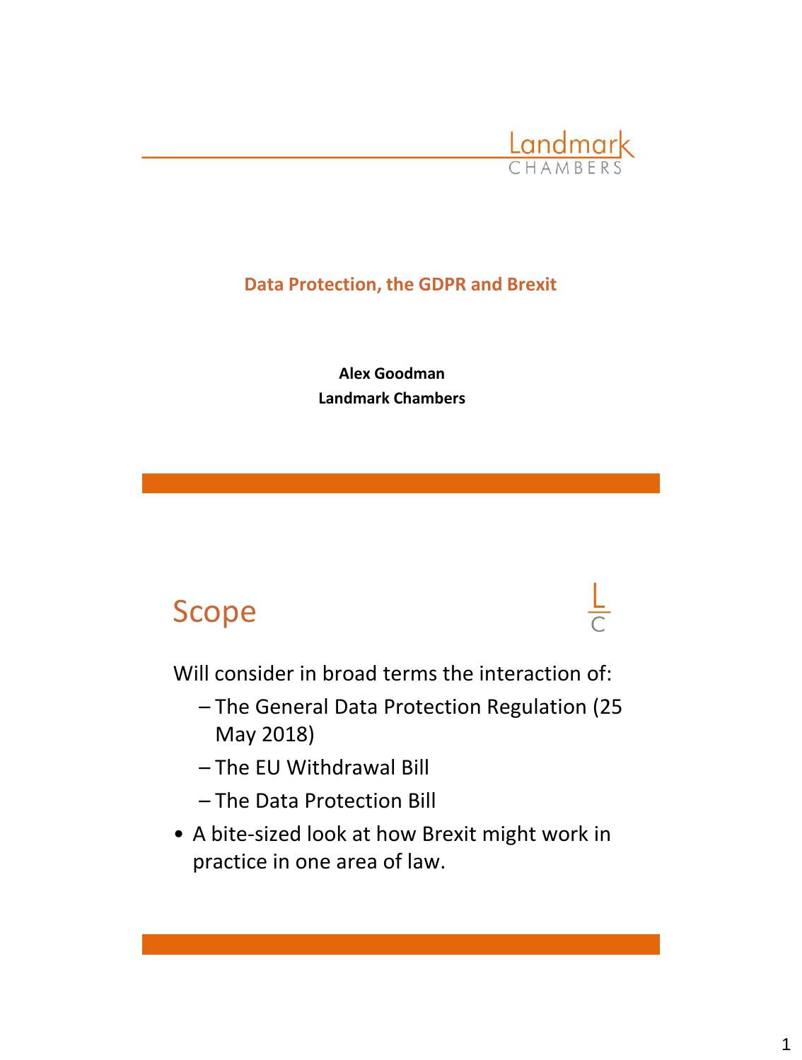Landmark
CHAMBERS

# Data Protection, the GDPR and Brexit

**Alex Goodman**
**Landmark Chambers**

## Scope

Will consider in broad terms the interaction of:

- The General Data Protection Regulation (25 May 2018)
- The EU Withdrawal Bill
- The Data Protection Bill

- A bite-sized look at how Brexit might work in practice in one area of law.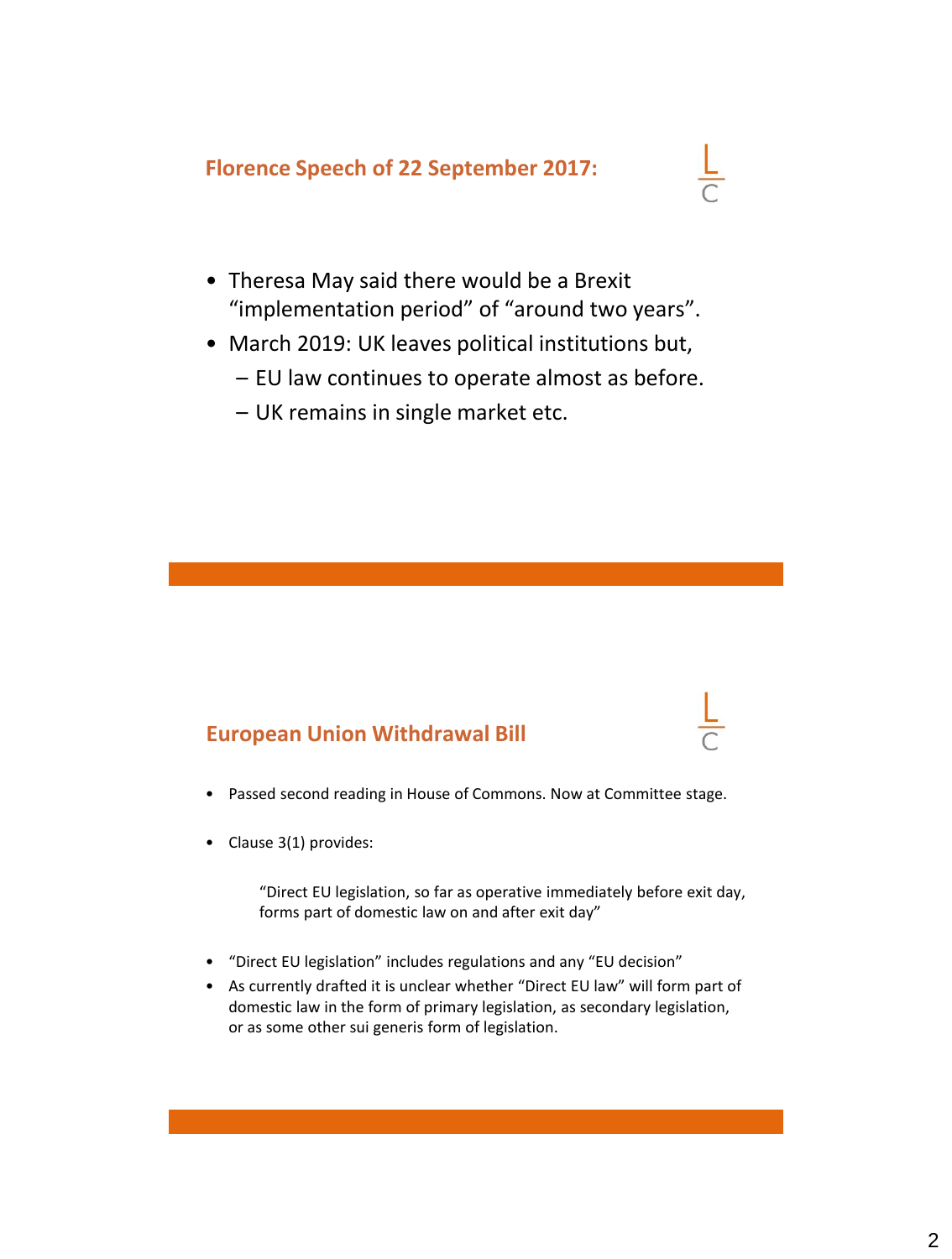## Florence Speech of 22 September 2017:

- Theresa May said there would be a Brexit "implementation period" of "around two years".
- March 2019: UK leaves political institutions but,
  - EU law continues to operate almost as before.
  - UK remains in single market etc.

## European Union Withdrawal Bill

- Passed second reading in House of Commons. Now at Committee stage.
- Clause 3(1) provides:

  > "Direct EU legislation, so far as operative immediately before exit day, forms part of domestic law on and after exit day"

- "Direct EU legislation" includes regulations and any "EU decision"
- As currently drafted it is unclear whether "Direct EU law" will form part of domestic law in the form of primary legislation, as secondary legislation, or as some other sui generis form of legislation.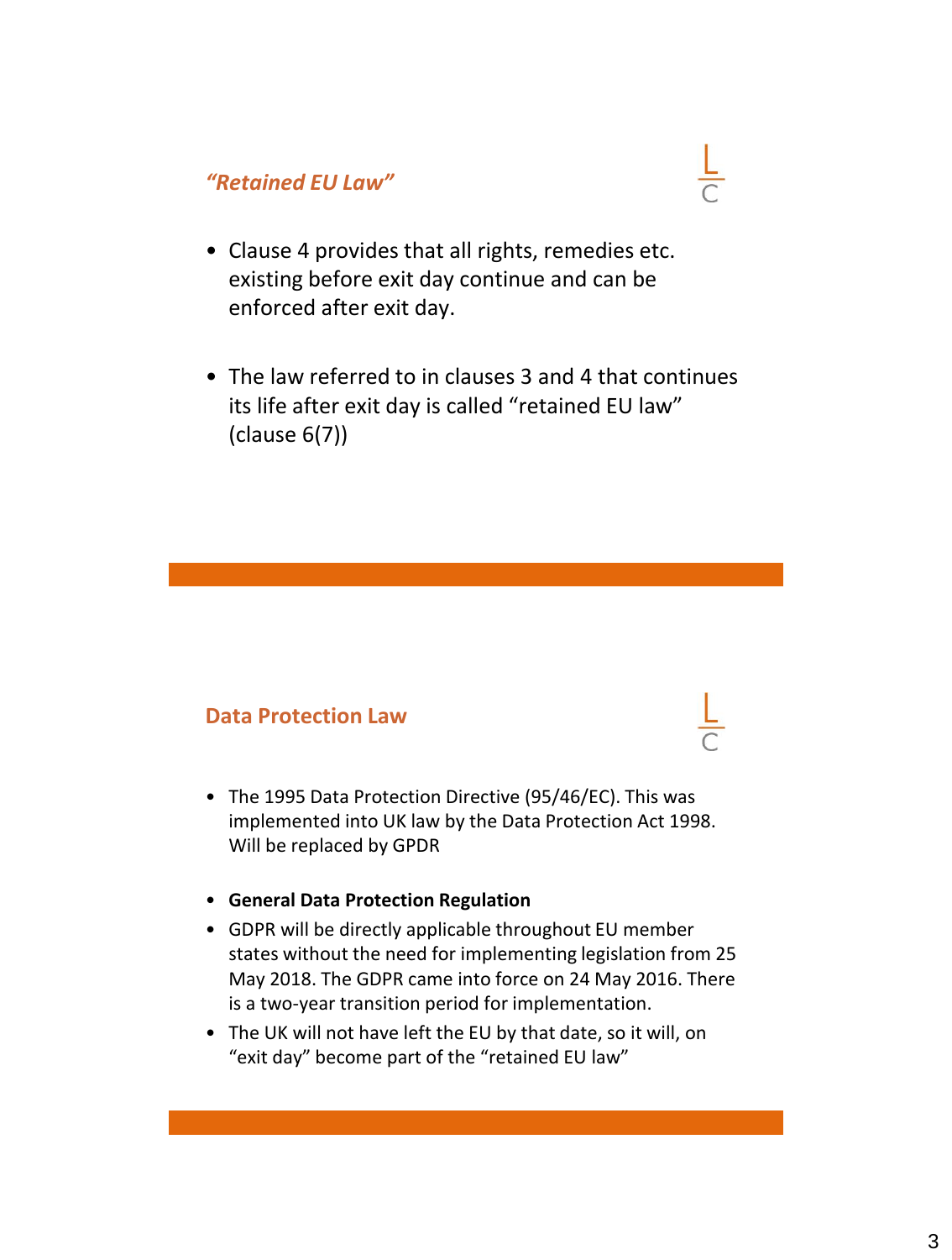## *"Retained EU Law"*

- Clause 4 provides that all rights, remedies etc. existing before exit day continue and can be enforced after exit day.

- The law referred to in clauses 3 and 4 that continues its life after exit day is called "retained EU law" (clause 6(7))

## Data Protection Law

- The 1995 Data Protection Directive (95/46/EC). This was implemented into UK law by the Data Protection Act 1998. Will be replaced by GPDR

- **General Data Protection Regulation**
- GDPR will be directly applicable throughout EU member states without the need for implementing legislation from 25 May 2018. The GDPR came into force on 24 May 2016. There is a two-year transition period for implementation.
- The UK will not have left the EU by that date, so it will, on "exit day" become part of the "retained EU law"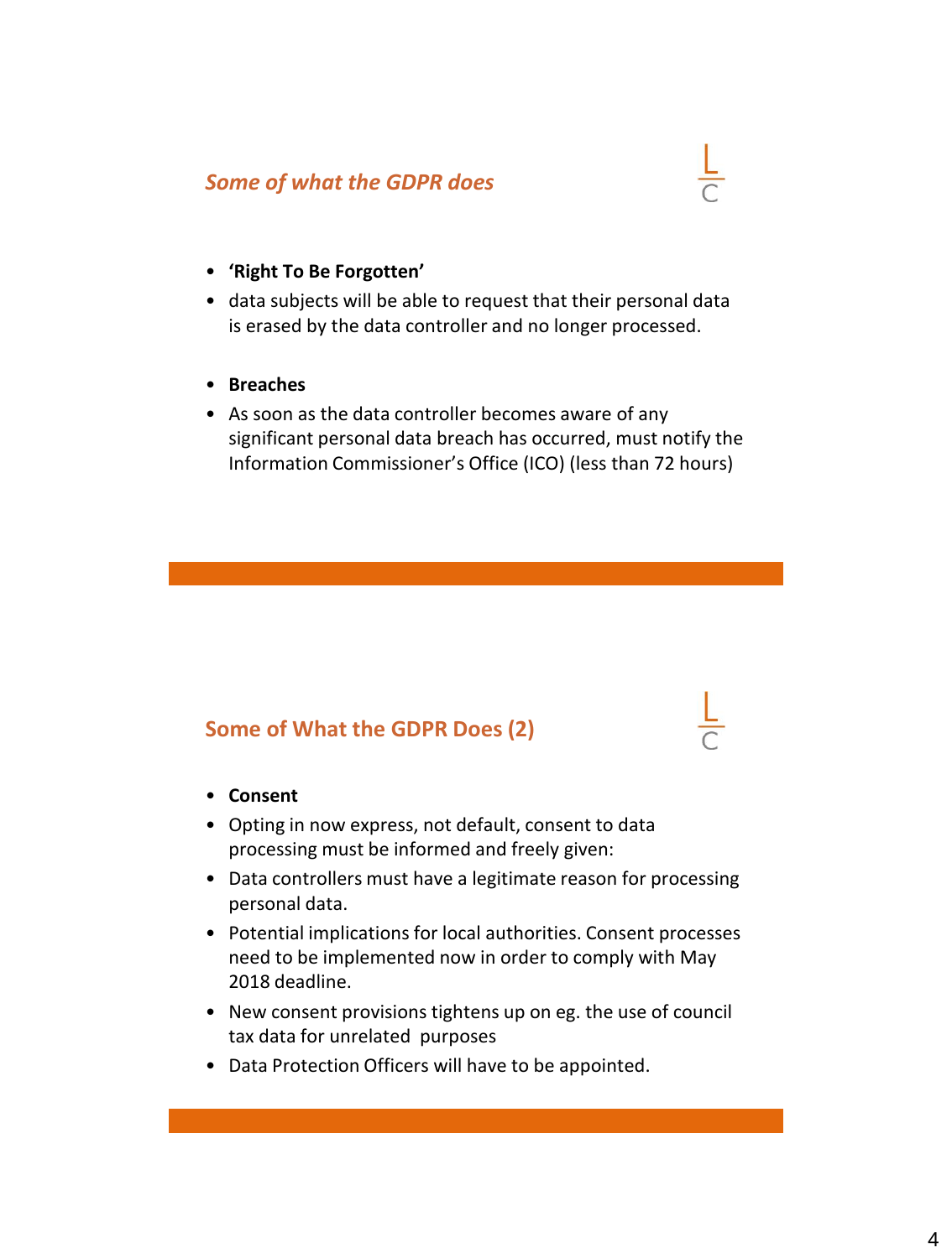## *Some of what the GDPR does*

- **'Right To Be Forgotten'**
- data subjects will be able to request that their personal data is erased by the data controller and no longer processed.

- **Breaches**
- As soon as the data controller becomes aware of any significant personal data breach has occurred, must notify the Information Commissioner's Office (ICO) (less than 72 hours)

## Some of What the GDPR Does (2)

- **Consent**
- Opting in now express, not default, consent to data processing must be informed and freely given:
- Data controllers must have a legitimate reason for processing personal data.
- Potential implications for local authorities. Consent processes need to be implemented now in order to comply with May 2018 deadline.
- New consent provisions tightens up on eg. the use of council tax data for unrelated purposes
- Data Protection Officers will have to be appointed.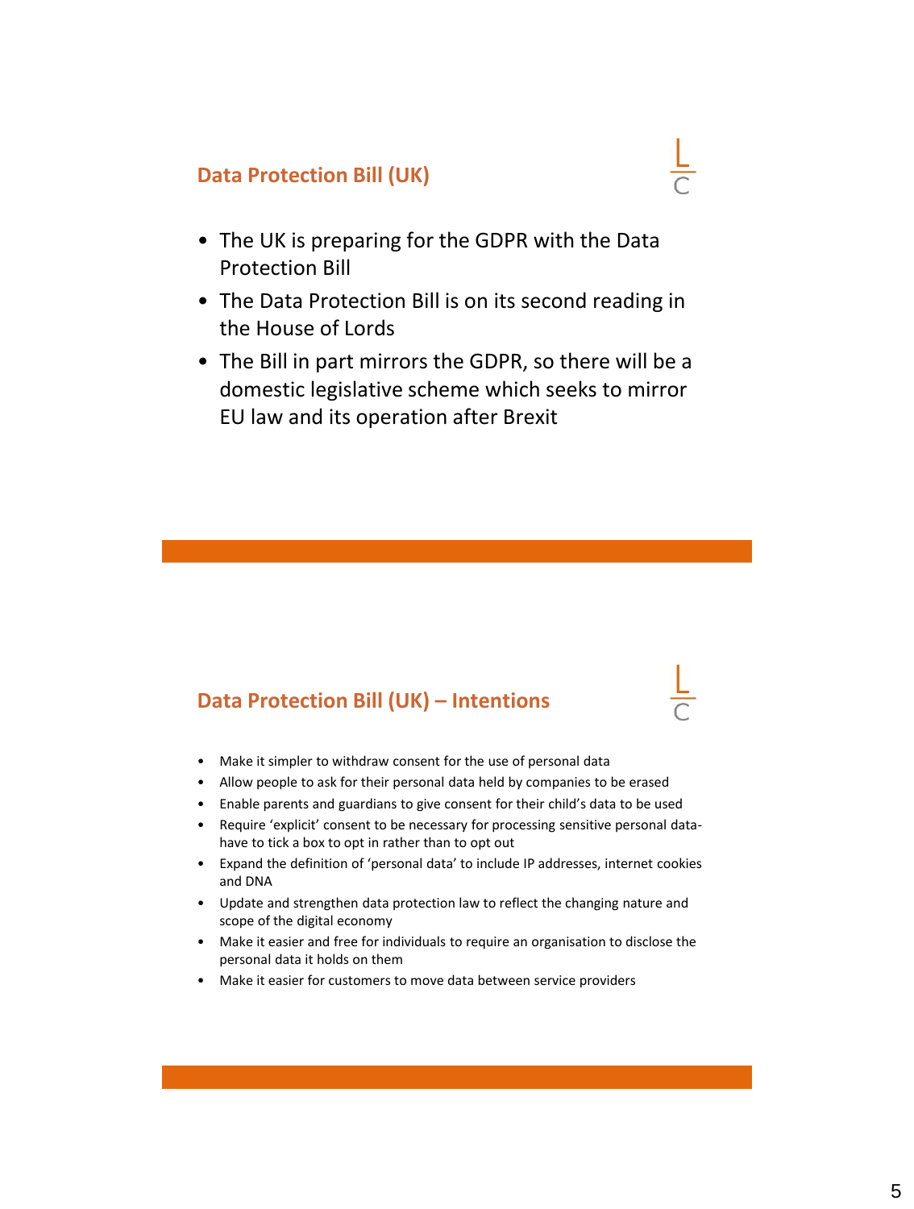## Data Protection Bill (UK)

- The UK is preparing for the GDPR with the Data Protection Bill
- The Data Protection Bill is on its second reading in the House of Lords
- The Bill in part mirrors the GDPR, so there will be a domestic legislative scheme which seeks to mirror EU law and its operation after Brexit

## Data Protection Bill (UK) – Intentions

- Make it simpler to withdraw consent for the use of personal data
- Allow people to ask for their personal data held by companies to be erased
- Enable parents and guardians to give consent for their child's data to be used
- Require 'explicit' consent to be necessary for processing sensitive personal data- have to tick a box to opt in rather than to opt out
- Expand the definition of 'personal data' to include IP addresses, internet cookies and DNA
- Update and strengthen data protection law to reflect the changing nature and scope of the digital economy
- Make it easier and free for individuals to require an organisation to disclose the personal data it holds on them
- Make it easier for customers to move data between service providers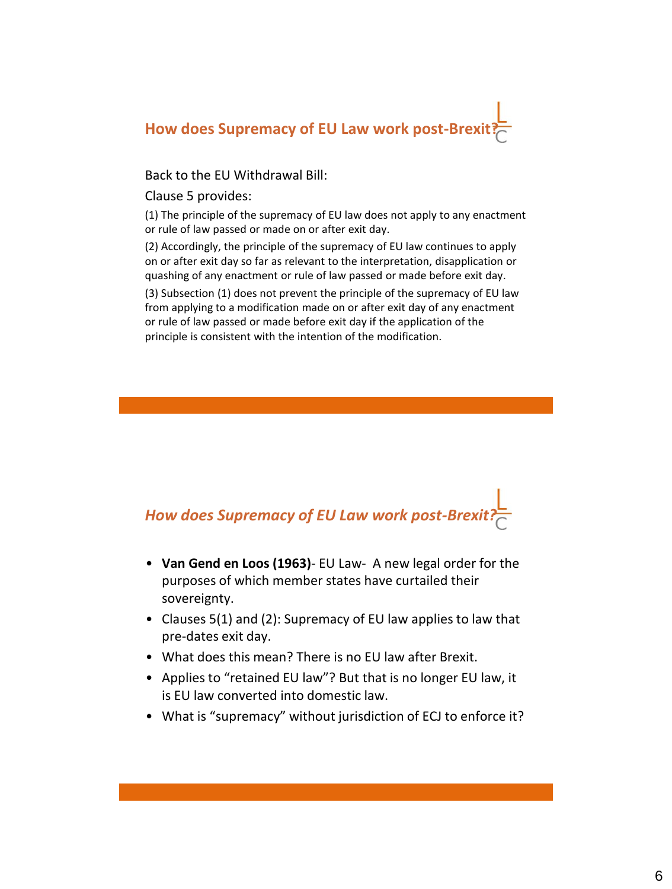## How does Supremacy of EU Law work post-Brexit?

Back to the EU Withdrawal Bill:

Clause 5 provides:

(1) The principle of the supremacy of EU law does not apply to any enactment or rule of law passed or made on or after exit day.

(2) Accordingly, the principle of the supremacy of EU law continues to apply on or after exit day so far as relevant to the interpretation, disapplication or quashing of any enactment or rule of law passed or made before exit day.

(3) Subsection (1) does not prevent the principle of the supremacy of EU law from applying to a modification made on or after exit day of any enactment or rule of law passed or made before exit day if the application of the principle is consistent with the intention of the modification.

## *How does Supremacy of EU Law work post-Brexit?*

- **Van Gend en Loos (1963)**- EU Law- A new legal order for the purposes of which member states have curtailed their sovereignty.
- Clauses 5(1) and (2): Supremacy of EU law applies to law that pre-dates exit day.
- What does this mean? There is no EU law after Brexit.
- Applies to "retained EU law"? But that is no longer EU law, it is EU law converted into domestic law.
- What is "supremacy" without jurisdiction of ECJ to enforce it?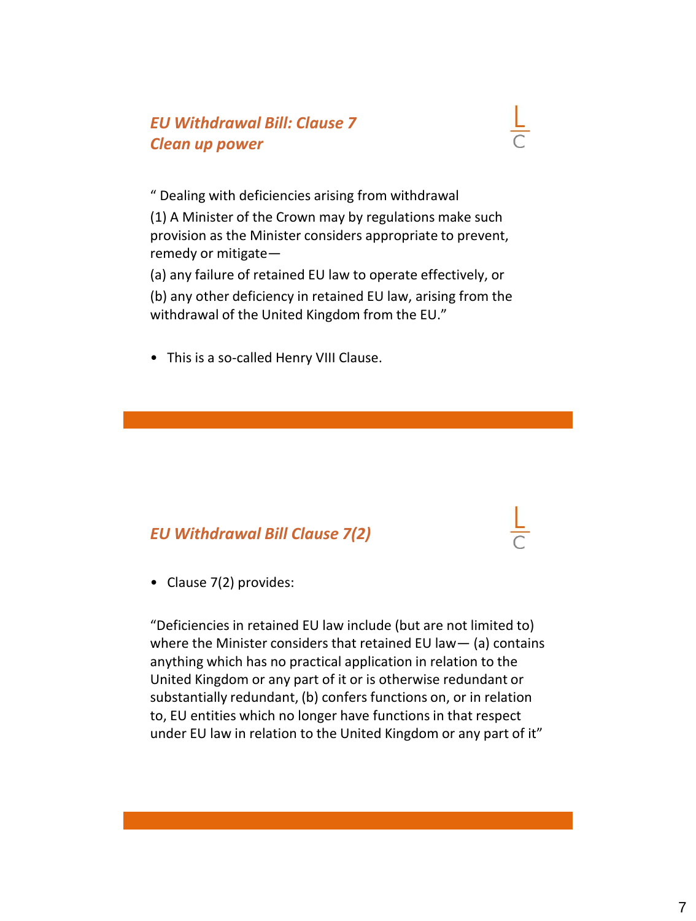## *EU Withdrawal Bill: Clause 7*
## *Clean up power*

" Dealing with deficiencies arising from withdrawal

(1) A Minister of the Crown may by regulations make such provision as the Minister considers appropriate to prevent, remedy or mitigate—

(a) any failure of retained EU law to operate effectively, or

(b) any other deficiency in retained EU law, arising from the withdrawal of the United Kingdom from the EU."

- This is a so-called Henry VIII Clause.

## *EU Withdrawal Bill Clause 7(2)*

- Clause 7(2) provides:

"Deficiencies in retained EU law include (but are not limited to) where the Minister considers that retained EU law— (a) contains anything which has no practical application in relation to the United Kingdom or any part of it or is otherwise redundant or substantially redundant, (b) confers functions on, or in relation to, EU entities which no longer have functions in that respect under EU law in relation to the United Kingdom or any part of it"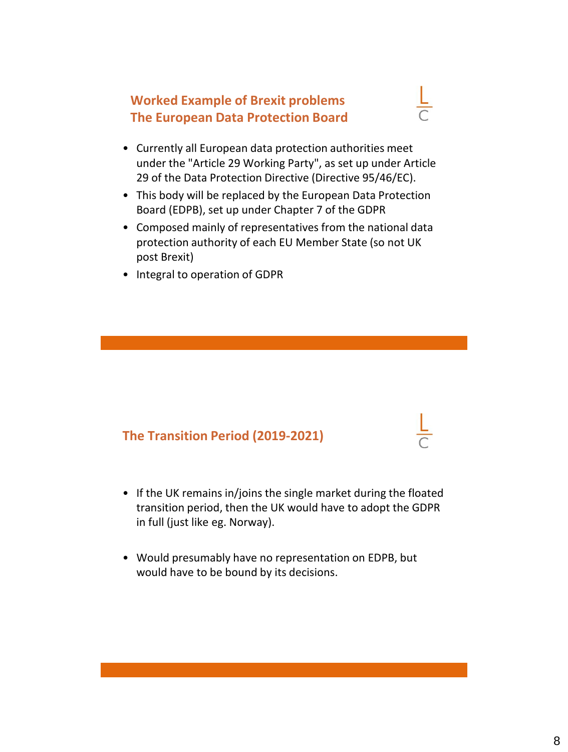## Worked Example of Brexit problems
## The European Data Protection Board

- Currently all European data protection authorities meet under the "Article 29 Working Party", as set up under Article 29 of the Data Protection Directive (Directive 95/46/EC).
- This body will be replaced by the European Data Protection Board (EDPB), set up under Chapter 7 of the GDPR
- Composed mainly of representatives from the national data protection authority of each EU Member State (so not UK post Brexit)
- Integral to operation of GDPR

## The Transition Period (2019-2021)

- If the UK remains in/joins the single market during the floated transition period, then the UK would have to adopt the GDPR in full (just like eg. Norway).

- Would presumably have no representation on EDPB, but would have to be bound by its decisions.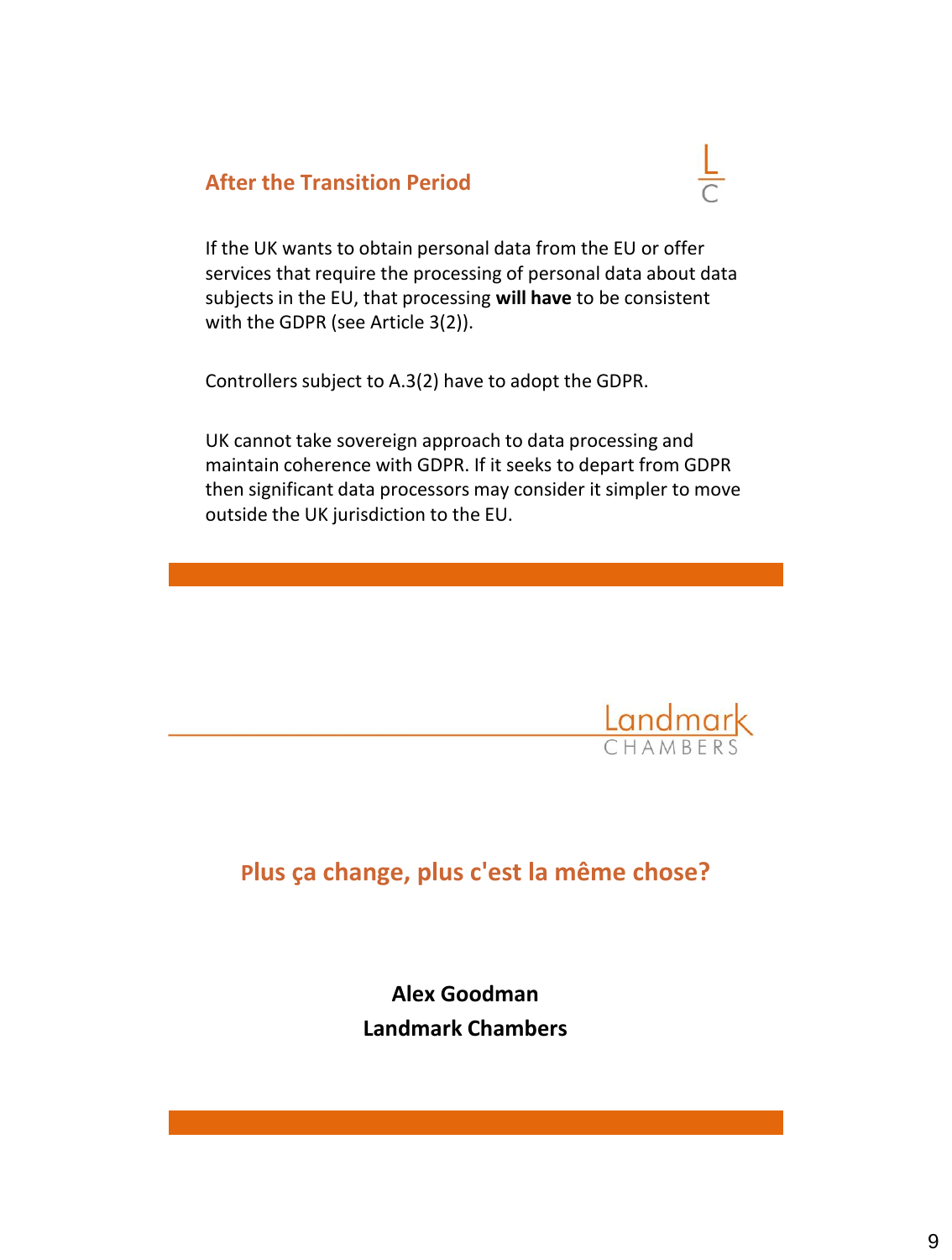## After the Transition Period

If the UK wants to obtain personal data from the EU or offer services that require the processing of personal data about data subjects in the EU, that processing **will have** to be consistent with the GDPR (see Article 3(2)).

Controllers subject to A.3(2) have to adopt the GDPR.

UK cannot take sovereign approach to data processing and maintain coherence with GDPR. If it seeks to depart from GDPR then significant data processors may consider it simpler to move outside the UK jurisdiction to the EU.

Landmark CHAMBERS

## Plus ça change, plus c'est la même chose?

**Alex Goodman**

**Landmark Chambers**